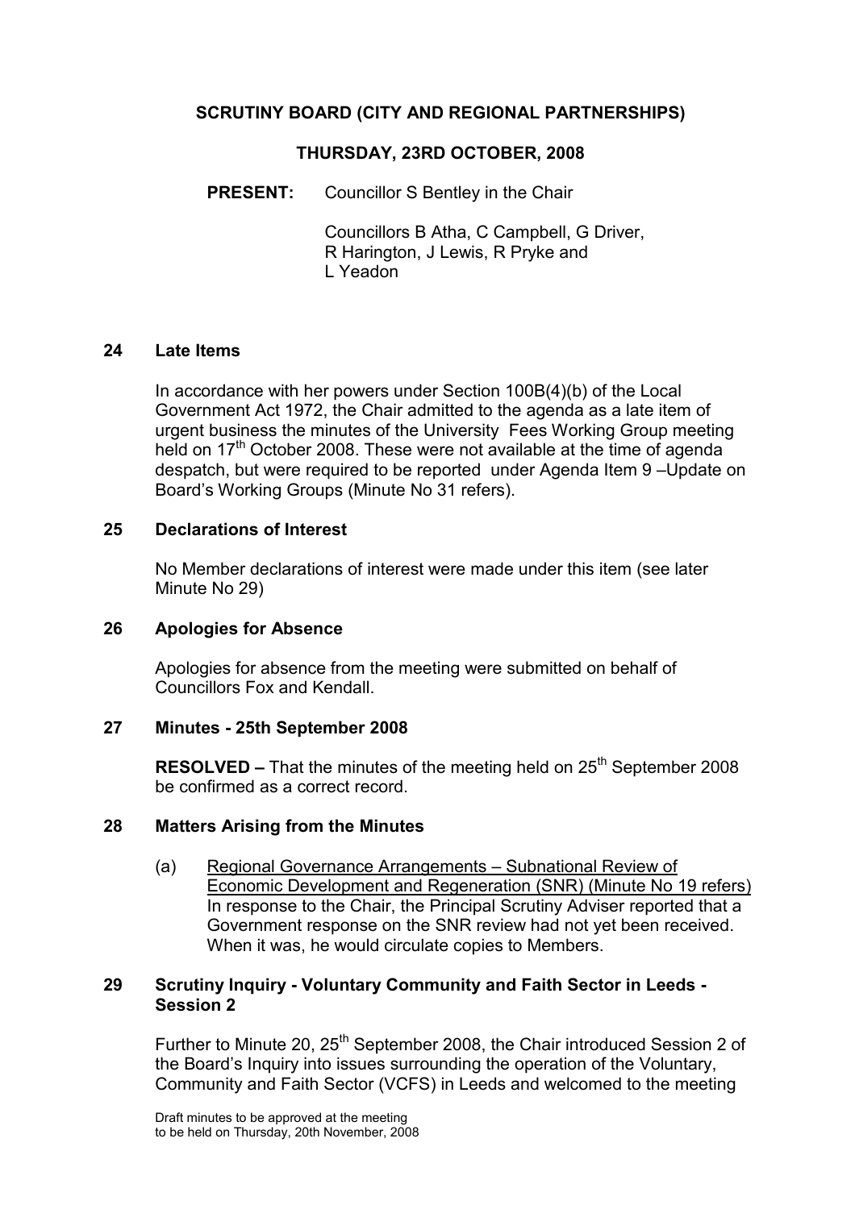# SCRUTINY BOARD (CITY AND REGIONAL PARTNERSHIPS)

## THURSDAY, 23RD OCTOBER, 2008

**PRESENT:** Councillor S Bentley in the Chair

Councillors B Atha, C Campbell, G Driver, R Harington, J Lewis, R Pryke and L Yeadon

### 24 Late Items

In accordance with her powers under Section 100B(4)(b) of the Local Government Act 1972, the Chair admitted to the agenda as a late item of urgent business the minutes of the University Fees Working Group meeting held on 17th October 2008. These were not available at the time of agenda despatch, but were required to be reported under Agenda Item 9 –Update on Board's Working Groups (Minute No 31 refers).

### 25 Declarations of Interest

No Member declarations of interest were made under this item (see later Minute No 29)

### 26 Apologies for Absence

Apologies for absence from the meeting were submitted on behalf of Councillors Fox and Kendall.

### 27 Minutes - 25th September 2008

**RESOLVED –** That the minutes of the meeting held on 25th September 2008 be confirmed as a correct record.

### 28 Matters Arising from the Minutes

(a) Regional Governance Arrangements – Subnational Review of Economic Development and Regeneration (SNR) (Minute No 19 refers) In response to the Chair, the Principal Scrutiny Adviser reported that a Government response on the SNR review had not yet been received. When it was, he would circulate copies to Members.

### 29 Scrutiny Inquiry - Voluntary Community and Faith Sector in Leeds - Session 2

Further to Minute 20, 25th September 2008, the Chair introduced Session 2 of the Board's Inquiry into issues surrounding the operation of the Voluntary, Community and Faith Sector (VCFS) in Leeds and welcomed to the meeting

Draft minutes to be approved at the meeting to be held on Thursday, 20th November, 2008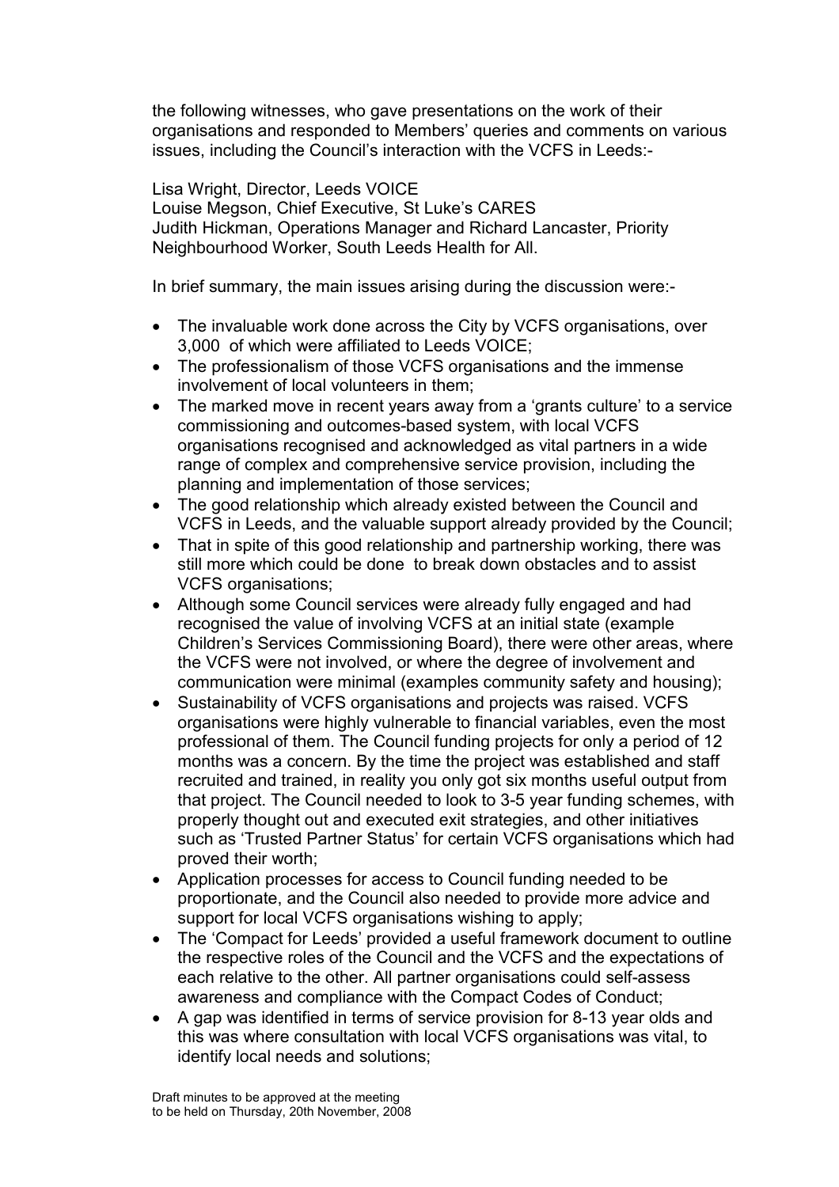the following witnesses, who gave presentations on the work of their organisations and responded to Members' queries and comments on various issues, including the Council's interaction with the VCFS in Leeds:-

Lisa Wright, Director, Leeds VOICE
Louise Megson, Chief Executive, St Luke's CARES
Judith Hickman, Operations Manager and Richard Lancaster, Priority Neighbourhood Worker, South Leeds Health for All.

In brief summary, the main issues arising during the discussion were:-

- The invaluable work done across the City by VCFS organisations, over 3,000 of which were affiliated to Leeds VOICE;
- The professionalism of those VCFS organisations and the immense involvement of local volunteers in them;
- The marked move in recent years away from a 'grants culture' to a service commissioning and outcomes-based system, with local VCFS organisations recognised and acknowledged as vital partners in a wide range of complex and comprehensive service provision, including the planning and implementation of those services;
- The good relationship which already existed between the Council and VCFS in Leeds, and the valuable support already provided by the Council;
- That in spite of this good relationship and partnership working, there was still more which could be done to break down obstacles and to assist VCFS organisations;
- Although some Council services were already fully engaged and had recognised the value of involving VCFS at an initial state (example Children's Services Commissioning Board), there were other areas, where the VCFS were not involved, or where the degree of involvement and communication were minimal (examples community safety and housing);
- Sustainability of VCFS organisations and projects was raised. VCFS organisations were highly vulnerable to financial variables, even the most professional of them. The Council funding projects for only a period of 12 months was a concern. By the time the project was established and staff recruited and trained, in reality you only got six months useful output from that project. The Council needed to look to 3-5 year funding schemes, with properly thought out and executed exit strategies, and other initiatives such as 'Trusted Partner Status' for certain VCFS organisations which had proved their worth;
- Application processes for access to Council funding needed to be proportionate, and the Council also needed to provide more advice and support for local VCFS organisations wishing to apply;
- The 'Compact for Leeds' provided a useful framework document to outline the respective roles of the Council and the VCFS and the expectations of each relative to the other. All partner organisations could self-assess awareness and compliance with the Compact Codes of Conduct;
- A gap was identified in terms of service provision for 8-13 year olds and this was where consultation with local VCFS organisations was vital, to identify local needs and solutions;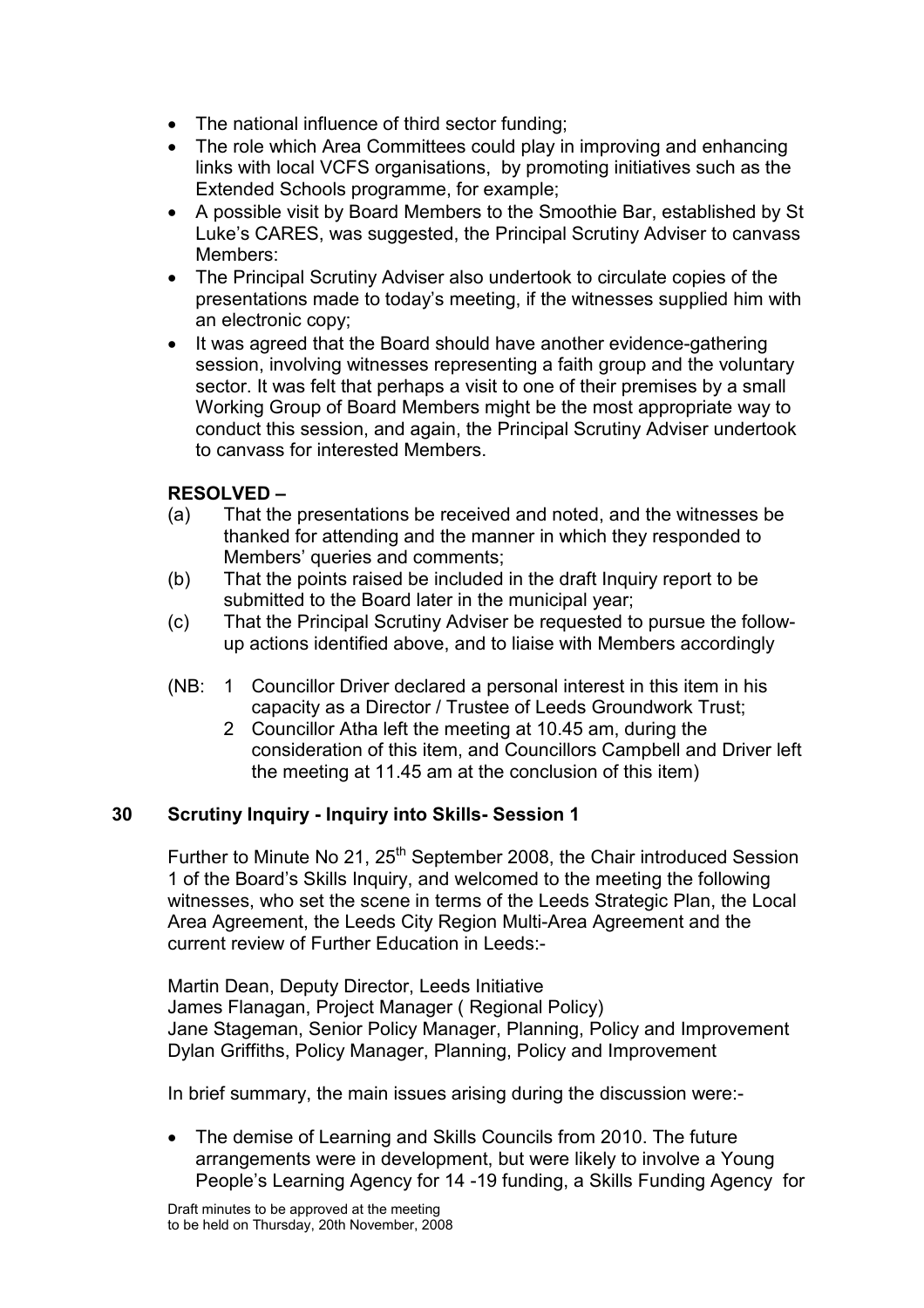- The national influence of third sector funding;
- The role which Area Committees could play in improving and enhancing links with local VCFS organisations, by promoting initiatives such as the Extended Schools programme, for example;
- A possible visit by Board Members to the Smoothie Bar, established by St Luke's CARES, was suggested, the Principal Scrutiny Adviser to canvass Members:
- The Principal Scrutiny Adviser also undertook to circulate copies of the presentations made to today's meeting, if the witnesses supplied him with an electronic copy;
- It was agreed that the Board should have another evidence-gathering session, involving witnesses representing a faith group and the voluntary sector. It was felt that perhaps a visit to one of their premises by a small Working Group of Board Members might be the most appropriate way to conduct this session, and again, the Principal Scrutiny Adviser undertook to canvass for interested Members.

**RESOLVED –**

(a) That the presentations be received and noted, and the witnesses be thanked for attending and the manner in which they responded to Members' queries and comments;

(b) That the points raised be included in the draft Inquiry report to be submitted to the Board later in the municipal year;

(c) That the Principal Scrutiny Adviser be requested to pursue the follow-up actions identified above, and to liaise with Members accordingly

(NB: 1 Councillor Driver declared a personal interest in this item in his capacity as a Director / Trustee of Leeds Groundwork Trust;
2 Councillor Atha left the meeting at 10.45 am, during the consideration of this item, and Councillors Campbell and Driver left the meeting at 11.45 am at the conclusion of this item)

## 30 Scrutiny Inquiry - Inquiry into Skills- Session 1

Further to Minute No 21, 25th September 2008, the Chair introduced Session 1 of the Board's Skills Inquiry, and welcomed to the meeting the following witnesses, who set the scene in terms of the Leeds Strategic Plan, the Local Area Agreement, the Leeds City Region Multi-Area Agreement and the current review of Further Education in Leeds:-

Martin Dean, Deputy Director, Leeds Initiative
James Flanagan, Project Manager ( Regional Policy)
Jane Stageman, Senior Policy Manager, Planning, Policy and Improvement
Dylan Griffiths, Policy Manager, Planning, Policy and Improvement

In brief summary, the main issues arising during the discussion were:-

- The demise of Learning and Skills Councils from 2010. The future arrangements were in development, but were likely to involve a Young People's Learning Agency for 14 -19 funding, a Skills Funding Agency for

Draft minutes to be approved at the meeting
to be held on Thursday, 20th November, 2008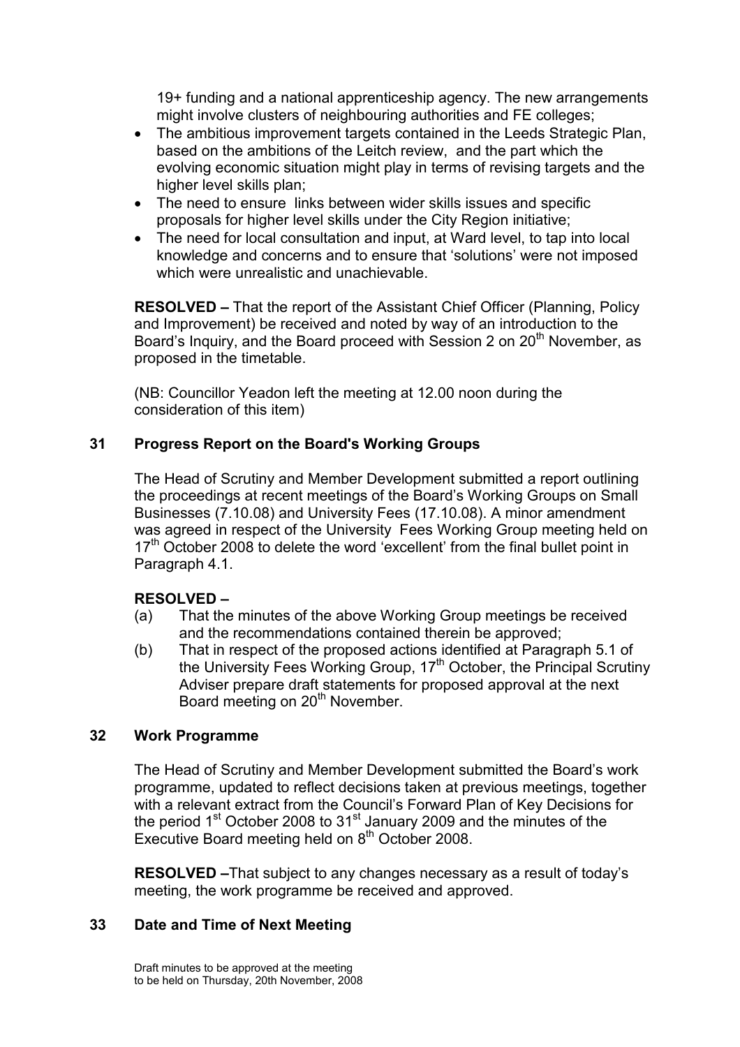19+ funding and a national apprenticeship agency. The new arrangements might involve clusters of neighbouring authorities and FE colleges;

- The ambitious improvement targets contained in the Leeds Strategic Plan, based on the ambitions of the Leitch review, and the part which the evolving economic situation might play in terms of revising targets and the higher level skills plan;
- The need to ensure links between wider skills issues and specific proposals for higher level skills under the City Region initiative;
- The need for local consultation and input, at Ward level, to tap into local knowledge and concerns and to ensure that 'solutions' were not imposed which were unrealistic and unachievable.

**RESOLVED –** That the report of the Assistant Chief Officer (Planning, Policy and Improvement) be received and noted by way of an introduction to the Board's Inquiry, and the Board proceed with Session 2 on 20th November, as proposed in the timetable.

(NB: Councillor Yeadon left the meeting at 12.00 noon during the consideration of this item)

## 31 Progress Report on the Board's Working Groups

The Head of Scrutiny and Member Development submitted a report outlining the proceedings at recent meetings of the Board's Working Groups on Small Businesses (7.10.08) and University Fees (17.10.08). A minor amendment was agreed in respect of the University Fees Working Group meeting held on 17th October 2008 to delete the word 'excellent' from the final bullet point in Paragraph 4.1.

**RESOLVED –**

(a) That the minutes of the above Working Group meetings be received and the recommendations contained therein be approved;

(b) That in respect of the proposed actions identified at Paragraph 5.1 of the University Fees Working Group, 17th October, the Principal Scrutiny Adviser prepare draft statements for proposed approval at the next Board meeting on 20th November.

## 32 Work Programme

The Head of Scrutiny and Member Development submitted the Board's work programme, updated to reflect decisions taken at previous meetings, together with a relevant extract from the Council's Forward Plan of Key Decisions for the period 1st October 2008 to 31st January 2009 and the minutes of the Executive Board meeting held on 8th October 2008.

**RESOLVED –**That subject to any changes necessary as a result of today's meeting, the work programme be received and approved.

## 33 Date and Time of Next Meeting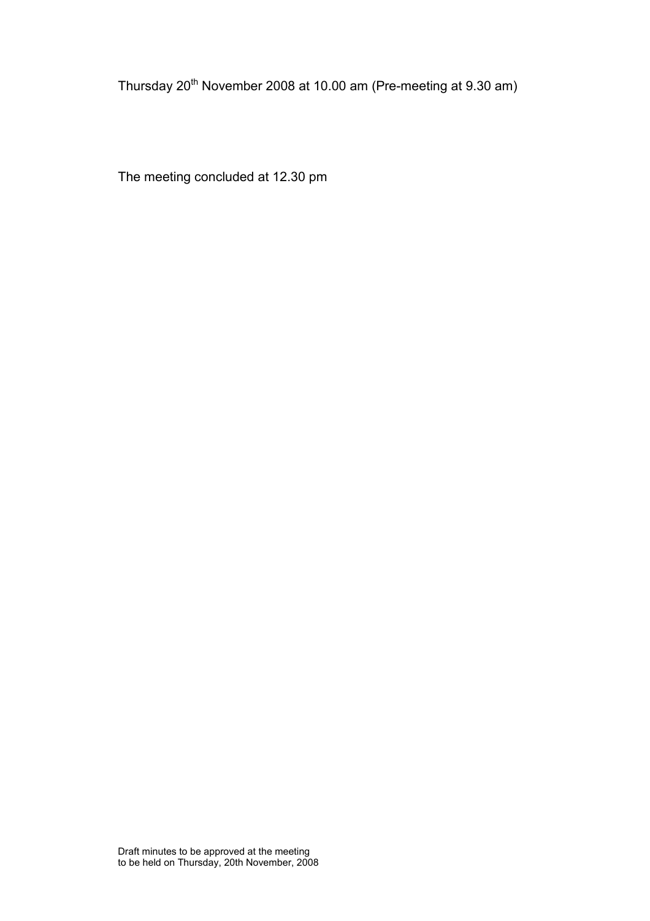Thursday 20th November 2008 at 10.00 am (Pre-meeting at 9.30 am)

The meeting concluded at 12.30 pm

Draft minutes to be approved at the meeting
to be held on Thursday, 20th November, 2008